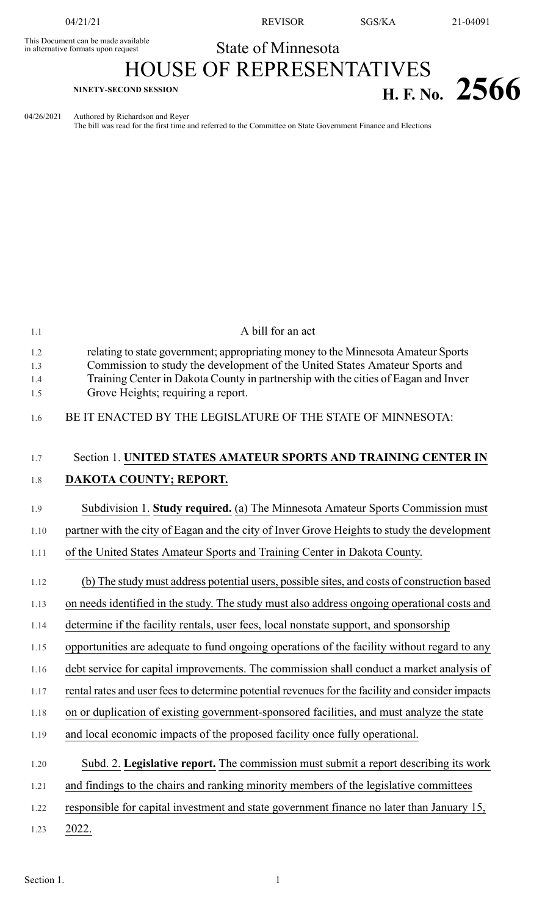04/21/21 REVISOR SGS/KA 21-04091

This Document can be made available in alternative formats upon request

# State of Minnesota

# HOUSE OF REPRESENTATIVES

**NINETY-SECOND SESSION**

# H. F. No. 2566

04/26/2021 Authored by Richardson and Reyer
The bill was read for the first time and referred to the Committee on State Government Finance and Elections

A bill for an act

relating to state government; appropriating money to the Minnesota Amateur Sports Commission to study the development of the United States Amateur Sports and Training Center in Dakota County in partnership with the cities of Eagan and Inver Grove Heights; requiring a report.

BE IT ENACTED BY THE LEGISLATURE OF THE STATE OF MINNESOTA:

Section 1. **UNITED STATES AMATEUR SPORTS AND TRAINING CENTER IN DAKOTA COUNTY; REPORT.**

Subdivision 1. **Study required.** (a) The Minnesota Amateur Sports Commission must partner with the city of Eagan and the city of Inver Grove Heights to study the development of the United States Amateur Sports and Training Center in Dakota County.

(b) The study must address potential users, possible sites, and costs of construction based on needs identified in the study. The study must also address ongoing operational costs and determine if the facility rentals, user fees, local nonstate support, and sponsorship opportunities are adequate to fund ongoing operations of the facility without regard to any debt service for capital improvements. The commission shall conduct a market analysis of rental rates and user fees to determine potential revenues for the facility and consider impacts on or duplication of existing government-sponsored facilities, and must analyze the state and local economic impacts of the proposed facility once fully operational.

Subd. 2. **Legislative report.** The commission must submit a report describing its work and findings to the chairs and ranking minority members of the legislative committees responsible for capital investment and state government finance no later than January 15, 2022.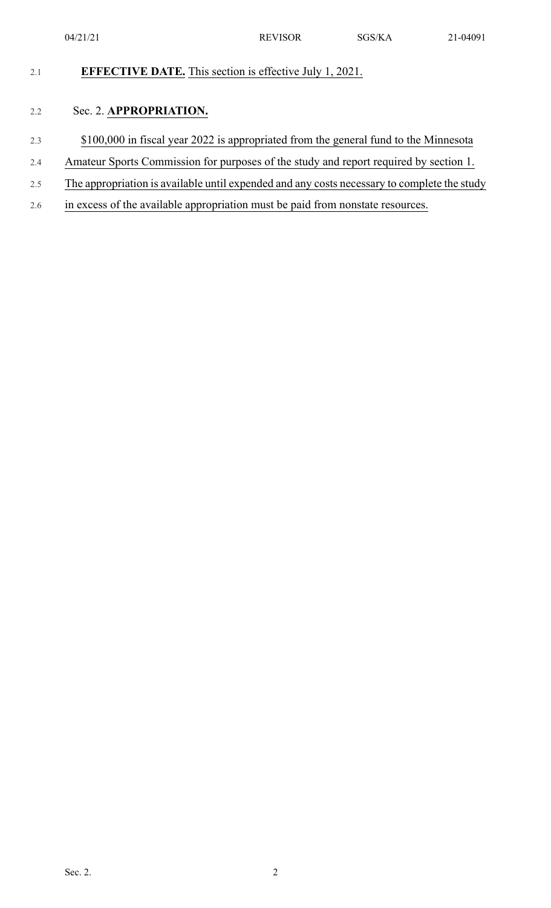**EFFECTIVE DATE.** This section is effective July 1, 2021.

Sec. 2. **APPROPRIATION.**

$100,000 in fiscal year 2022 is appropriated from the general fund to the Minnesota Amateur Sports Commission for purposes of the study and report required by section 1. The appropriation is available until expended and any costs necessary to complete the study in excess of the available appropriation must be paid from nonstate resources.